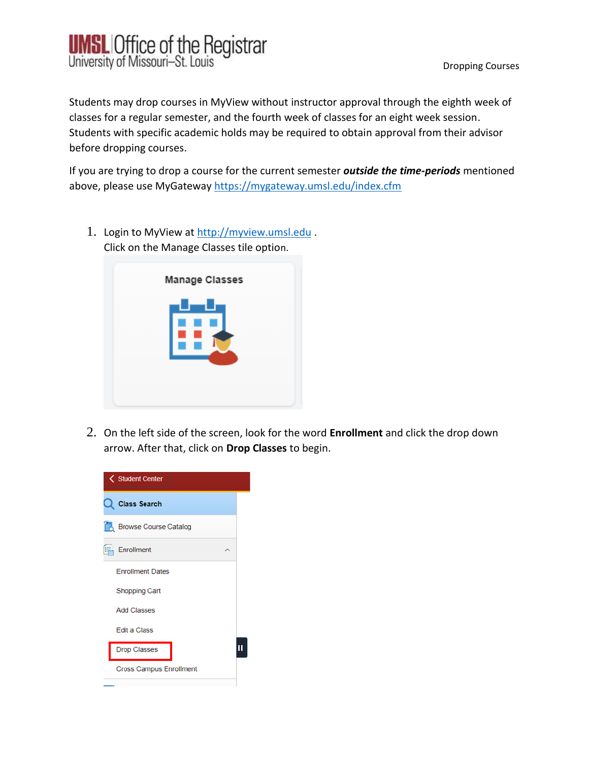# UMSL Office of the Registrar
University of Missouri–St. Louis

Dropping Courses

Students may drop courses in MyView without instructor approval through the eighth week of classes for a regular semester, and the fourth week of classes for an eight week session. Students with specific academic holds may be required to obtain approval from their advisor before dropping courses.

If you are trying to drop a course for the current semester ***outside the time-periods*** mentioned above, please use MyGateway https://mygateway.umsl.edu/index.cfm

1. Login to MyView at http://myview.umsl.edu .
   Click on the Manage Classes tile option.

2. On the left side of the screen, look for the word **Enrollment** and click the drop down arrow. After that, click on **Drop Classes** to begin.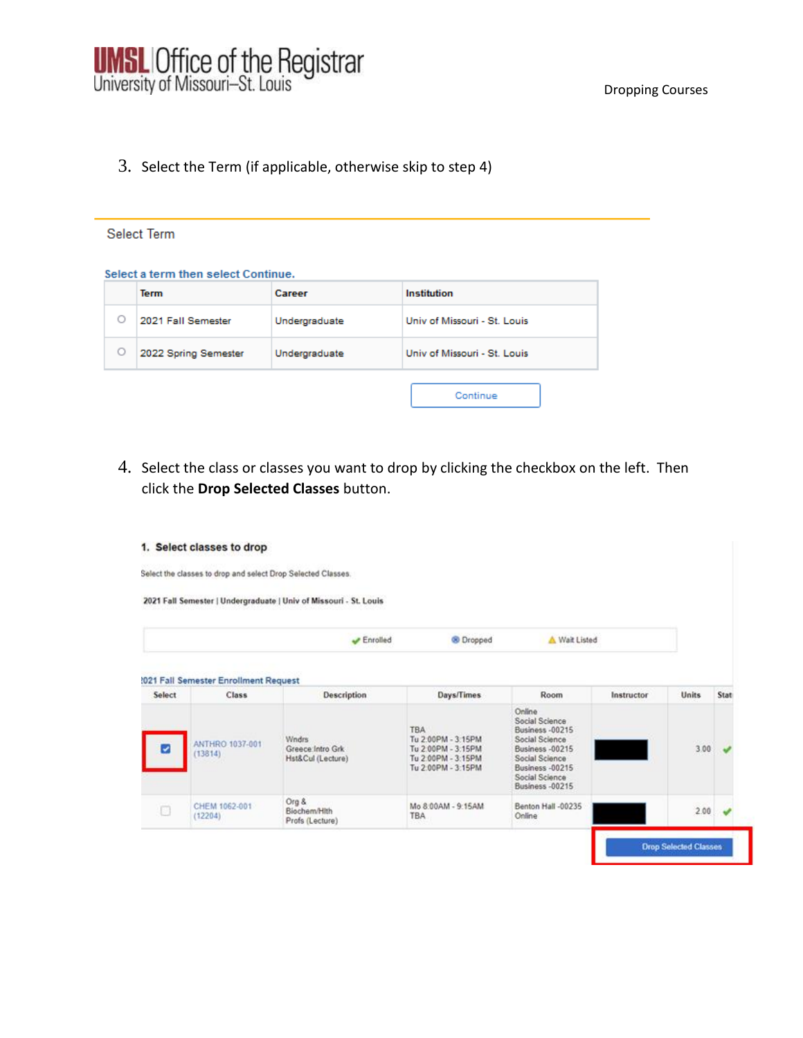3. Select the Term (if applicable, otherwise skip to step 4)

Select Term

Select a term then select Continue.

| | Term | Career | Institution |
|---|---|---|---|
| ○ | 2021 Fall Semester | Undergraduate | Univ of Missouri - St. Louis |
| ○ | 2022 Spring Semester | Undergraduate | Univ of Missouri - St. Louis |

Continue

4. Select the class or classes you want to drop by clicking the checkbox on the left. Then click the **Drop Selected Classes** button.

**1. Select classes to drop**

Select the classes to drop and select Drop Selected Classes.

**2021 Fall Semester | Undergraduate | Univ of Missouri - St. Louis**

✔ Enrolled   ● Dropped   ⚠ Wait Listed

2021 Fall Semester Enrollment Request

| Select | Class | Description | Days/Times | Room | Instructor | Units | Stat |
|---|---|---|---|---|---|---|---|
| ☑ | ANTHRO 1037-001 (13814) | Wndrs Greece:Intro Grk Hst&Cul (Lecture) | TBA<br>Tu 2:00PM - 3:15PM<br>Tu 2:00PM - 3:15PM<br>Tu 2:00PM - 3:15PM<br>Tu 2:00PM - 3:15PM | Online<br>Social Science Business -00215<br>Social Science Business -00215<br>Social Science Business -00215<br>Social Science Business -00215 | | 3.00 | ✔ |
| ☐ | CHEM 1062-001 (12204) | Org & Biochem/Hlth Profs (Lecture) | Mo 8:00AM - 9:15AM<br>TBA | Benton Hall -00235<br>Online | | 2.00 | ✔ |

Drop Selected Classes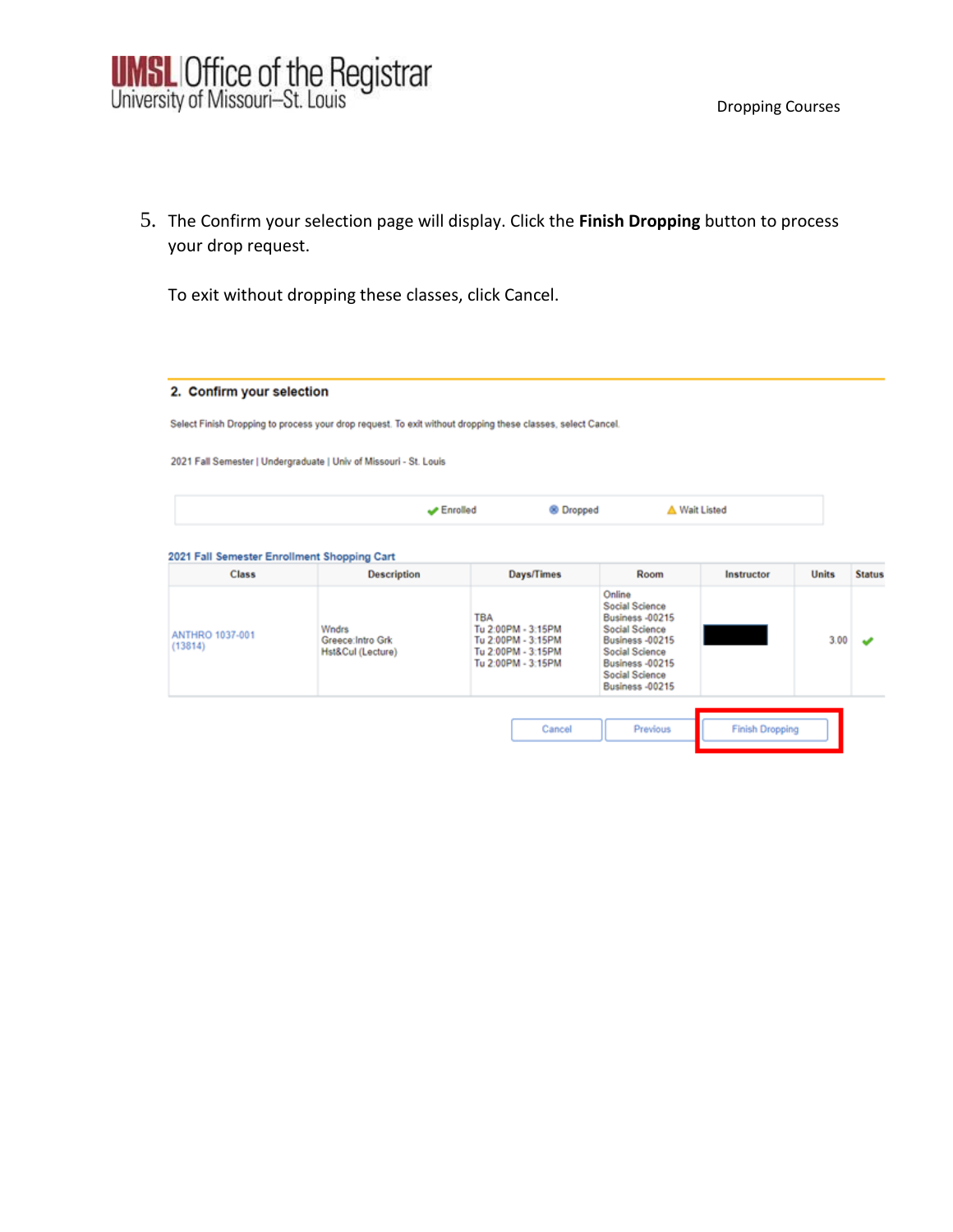5. The Confirm your selection page will display. Click the **Finish Dropping** button to process your drop request.

   To exit without dropping these classes, click Cancel.

## 2. Confirm your selection

Select Finish Dropping to process your drop request. To exit without dropping these classes, select Cancel.

2021 Fall Semester | Undergraduate | Univ of Missouri - St. Louis

✔ Enrolled    ⊗ Dropped    ⚠ Wait Listed

**2021 Fall Semester Enrollment Shopping Cart**

| Class | Description | Days/Times | Room | Instructor | Units | Status |
|---|---|---|---|---|---|---|
| ANTHRO 1037-001 (13814) | Wndrs Greece:Intro Grk Hst&Cul (Lecture) | TBA<br>Tu 2:00PM - 3:15PM<br>Tu 2:00PM - 3:15PM<br>Tu 2:00PM - 3:15PM<br>Tu 2:00PM - 3:15PM | Online<br>Social Science Business -00215<br>Social Science Business -00215<br>Social Science Business -00215<br>Social Science Business -00215 | | 3.00 | ✔ |

Cancel | Previous | Finish Dropping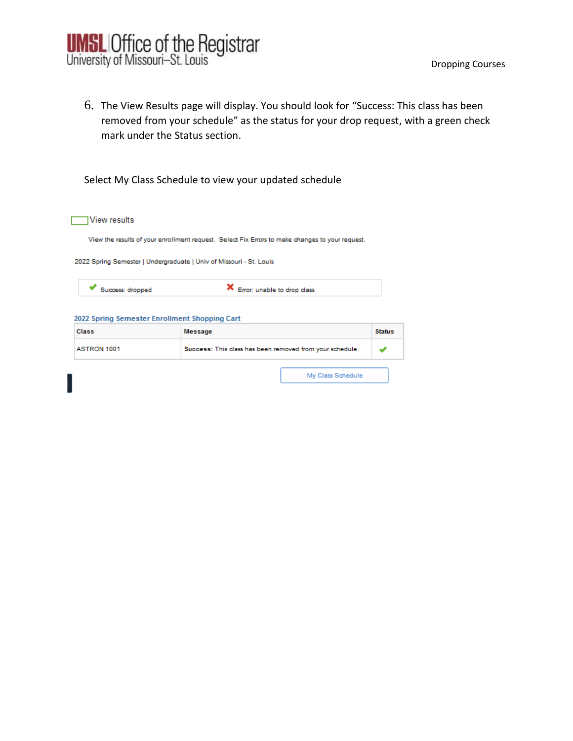6. The View Results page will display. You should look for “Success: This class has been removed from your schedule” as the status for your drop request, with a green check mark under the Status section.

Select My Class Schedule to view your updated schedule

View results

View the results of your enrollment request. Select Fix Errors to make changes to your request.

2022 Spring Semester | Undergraduate | Univ of Missouri - St. Louis

✔ Success: dropped ✖ Error: unable to drop class

**2022 Spring Semester Enrollment Shopping Cart**

| Class | Message | Status |
|---|---|---|
| ASTRON 1001 | **Success**: This class has been removed from your schedule. | ✔ |

My Class Schedule